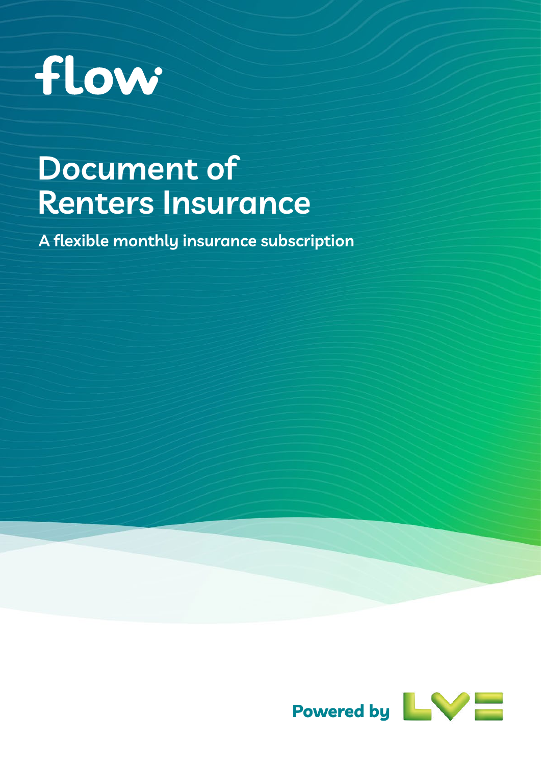flow

# Document of Renters Insurance

**A flexible monthly insurance subscription**

Powered by LV=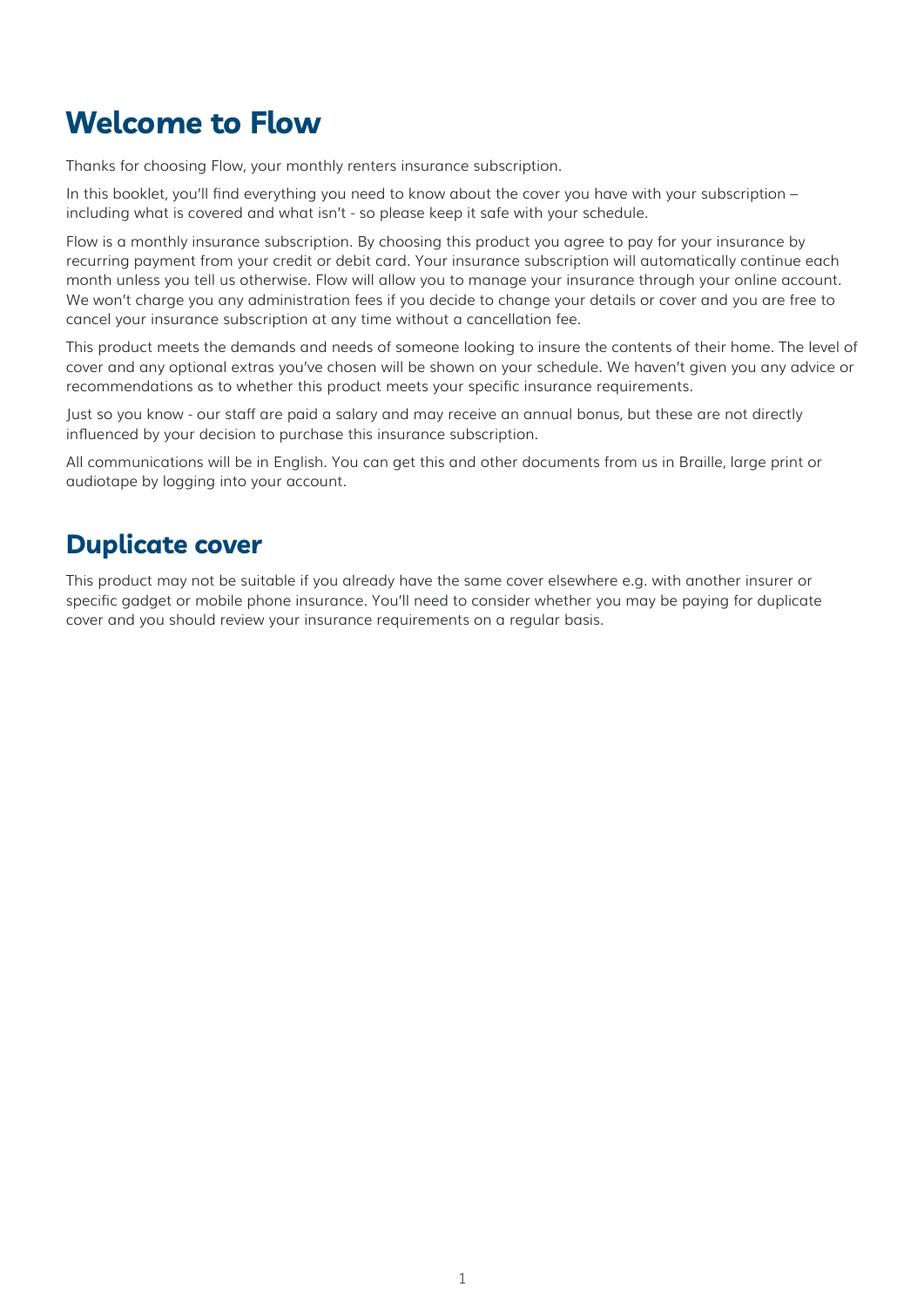# Welcome to Flow

Thanks for choosing Flow, your monthly renters insurance subscription.

In this booklet, you'll find everything you need to know about the cover you have with your subscription – including what is covered and what isn't - so please keep it safe with your schedule.

Flow is a monthly insurance subscription. By choosing this product you agree to pay for your insurance by recurring payment from your credit or debit card. Your insurance subscription will automatically continue each month unless you tell us otherwise. Flow will allow you to manage your insurance through your online account. We won't charge you any administration fees if you decide to change your details or cover and you are free to cancel your insurance subscription at any time without a cancellation fee.

This product meets the demands and needs of someone looking to insure the contents of their home. The level of cover and any optional extras you've chosen will be shown on your schedule. We haven't given you any advice or recommendations as to whether this product meets your specific insurance requirements.

Just so you know - our staff are paid a salary and may receive an annual bonus, but these are not directly influenced by your decision to purchase this insurance subscription.

All communications will be in English. You can get this and other documents from us in Braille, large print or audiotape by logging into your account.

## Duplicate cover

This product may not be suitable if you already have the same cover elsewhere e.g. with another insurer or specific gadget or mobile phone insurance. You'll need to consider whether you may be paying for duplicate cover and you should review your insurance requirements on a regular basis.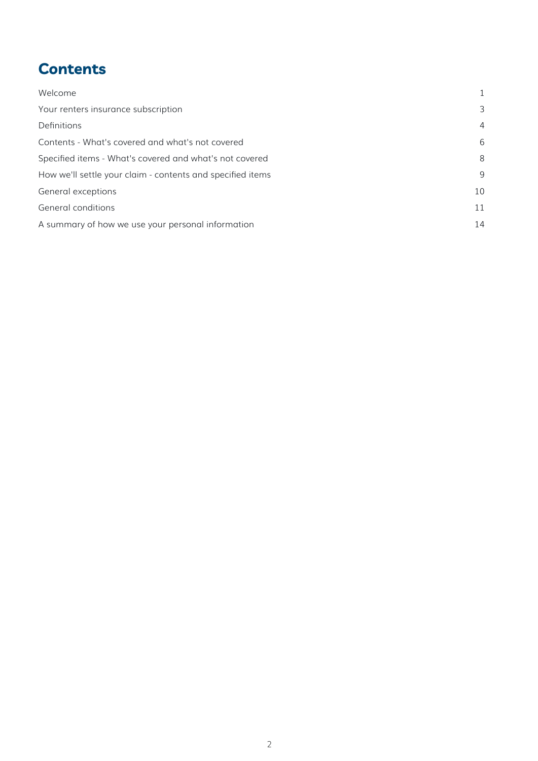# Contents

| | |
|---|---|
| Welcome | 1 |
| Your renters insurance subscription | 3 |
| Definitions | 4 |
| Contents - What's covered and what's not covered | 6 |
| Specified items - What's covered and what's not covered | 8 |
| How we'll settle your claim - contents and specified items | 9 |
| General exceptions | 10 |
| General conditions | 11 |
| A summary of how we use your personal information | 14 |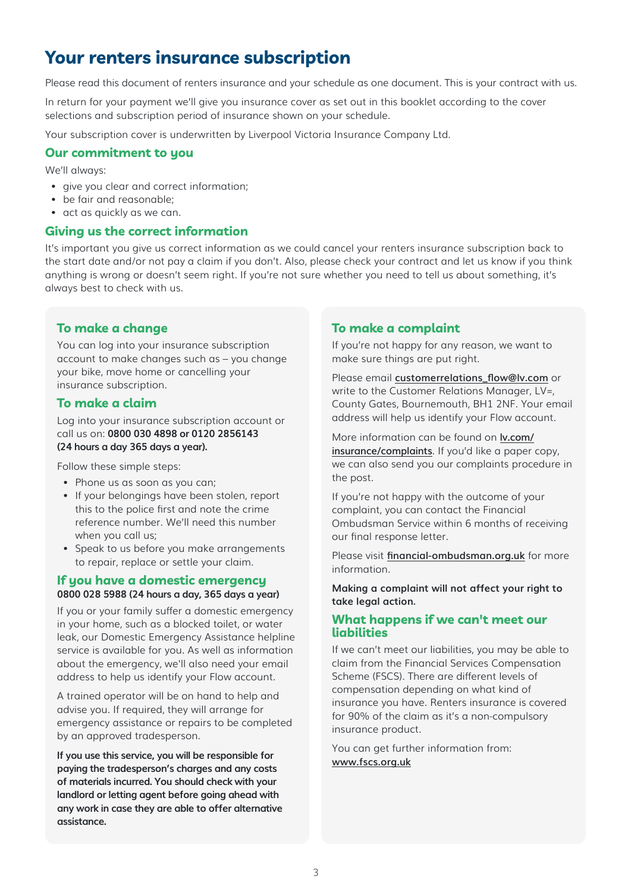# Your renters insurance subscription

Please read this document of renters insurance and your schedule as one document. This is your contract with us.

In return for your payment we'll give you insurance cover as set out in this booklet according to the cover selections and subscription period of insurance shown on your schedule.

Your subscription cover is underwritten by Liverpool Victoria Insurance Company Ltd.

## Our commitment to you

We'll always:

- give you clear and correct information;
- be fair and reasonable;
- act as quickly as we can.

## Giving us the correct information

It's important you give us correct information as we could cancel your renters insurance subscription back to the start date and/or not pay a claim if you don't. Also, please check your contract and let us know if you think anything is wrong or doesn't seem right. If you're not sure whether you need to tell us about something, it's always best to check with us.

### To make a change

You can log into your insurance subscription account to make changes such as – you change your bike, move home or cancelling your insurance subscription.

### To make a claim

Log into your insurance subscription account or call us on: **0800 030 4898 or 0120 2856143 (24 hours a day 365 days a year).**

Follow these simple steps:

- Phone us as soon as you can;
- If your belongings have been stolen, report this to the police first and note the crime reference number. We'll need this number when you call us;
- Speak to us before you make arrangements to repair, replace or settle your claim.

### If you have a domestic emergency

**0800 028 5988 (24 hours a day, 365 days a year)**

If you or your family suffer a domestic emergency in your home, such as a blocked toilet, or water leak, our Domestic Emergency Assistance helpline service is available for you. As well as information about the emergency, we'll also need your email address to help us identify your Flow account.

A trained operator will be on hand to help and advise you. If required, they will arrange for emergency assistance or repairs to be completed by an approved tradesperson.

**If you use this service, you will be responsible for paying the tradesperson's charges and any costs of materials incurred. You should check with your landlord or letting agent before going ahead with any work in case they are able to offer alternative assistance.**

### To make a complaint

If you're not happy for any reason, we want to make sure things are put right.

Please email customerrelations_flow@lv.com or write to the Customer Relations Manager, LV=, County Gates, Bournemouth, BH1 2NF. Your email address will help us identify your Flow account.

More information can be found on lv.com/insurance/complaints. If you'd like a paper copy, we can also send you our complaints procedure in the post.

If you're not happy with the outcome of your complaint, you can contact the Financial Ombudsman Service within 6 months of receiving our final response letter.

Please visit financial-ombudsman.org.uk for more information.

**Making a complaint will not affect your right to take legal action.**

### What happens if we can't meet our liabilities

If we can't meet our liabilities, you may be able to claim from the Financial Services Compensation Scheme (FSCS). There are different levels of compensation depending on what kind of insurance you have. Renters insurance is covered for 90% of the claim as it's a non-compulsory insurance product.

You can get further information from: www.fscs.org.uk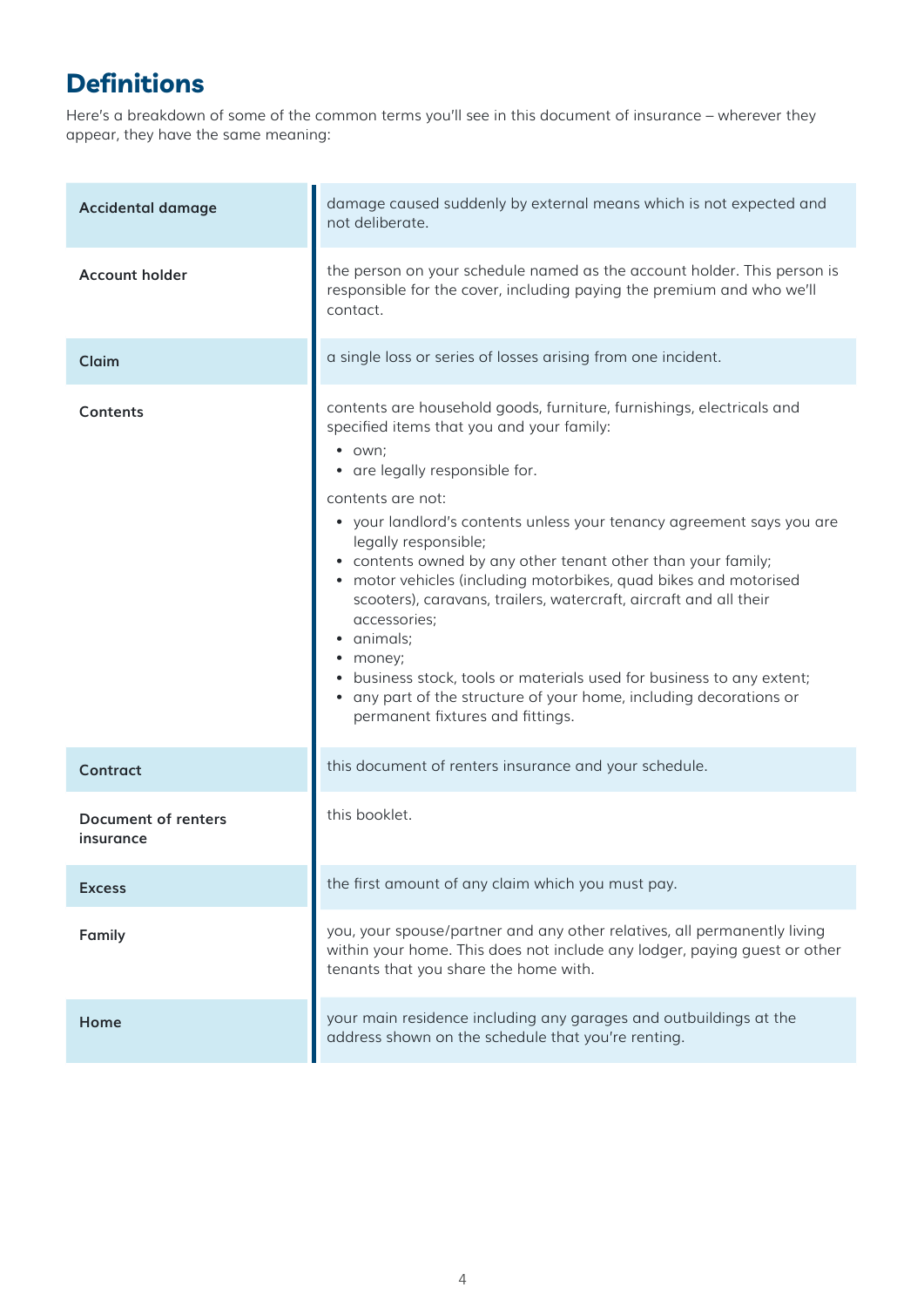# Definitions

Here's a breakdown of some of the common terms you'll see in this document of insurance – wherever they appear, they have the same meaning:

| Term | Definition |
| --- | --- |
| **Accidental damage** | damage caused suddenly by external means which is not expected and not deliberate. |
| **Account holder** | the person on your schedule named as the account holder. This person is responsible for the cover, including paying the premium and who we'll contact. |
| **Claim** | a single loss or series of losses arising from one incident. |
| **Contents** | contents are household goods, furniture, furnishings, electricals and specified items that you and your family:<br>• own;<br>• are legally responsible for.<br><br>contents are not:<br>• your landlord's contents unless your tenancy agreement says you are legally responsible;<br>• contents owned by any other tenant other than your family;<br>• motor vehicles (including motorbikes, quad bikes and motorised scooters), caravans, trailers, watercraft, aircraft and all their accessories;<br>• animals;<br>• money;<br>• business stock, tools or materials used for business to any extent;<br>• any part of the structure of your home, including decorations or permanent fixtures and fittings. |
| **Contract** | this document of renters insurance and your schedule. |
| **Document of renters insurance** | this booklet. |
| **Excess** | the first amount of any claim which you must pay. |
| **Family** | you, your spouse/partner and any other relatives, all permanently living within your home. This does not include any lodger, paying guest or other tenants that you share the home with. |
| **Home** | your main residence including any garages and outbuildings at the address shown on the schedule that you're renting. |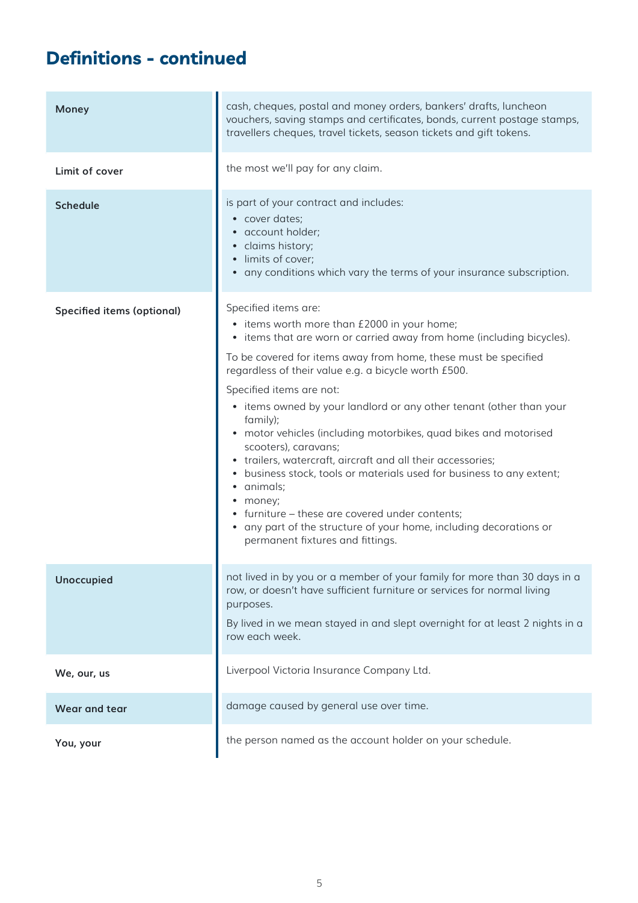## Definitions - continued

| | |
|---|---|
| **Money** | cash, cheques, postal and money orders, bankers' drafts, luncheon vouchers, saving stamps and certificates, bonds, current postage stamps, travellers cheques, travel tickets, season tickets and gift tokens. |
| **Limit of cover** | the most we'll pay for any claim. |
| **Schedule** | is part of your contract and includes:<br>• cover dates;<br>• account holder;<br>• claims history;<br>• limits of cover;<br>• any conditions which vary the terms of your insurance subscription. |
| **Specified items (optional)** | Specified items are:<br>• items worth more than £2000 in your home;<br>• items that are worn or carried away from home (including bicycles).<br>To be covered for items away from home, these must be specified regardless of their value e.g. a bicycle worth £500.<br>Specified items are not:<br>• items owned by your landlord or any other tenant (other than your family);<br>• motor vehicles (including motorbikes, quad bikes and motorised scooters), caravans;<br>• trailers, watercraft, aircraft and all their accessories;<br>• business stock, tools or materials used for business to any extent;<br>• animals;<br>• money;<br>• furniture – these are covered under contents;<br>• any part of the structure of your home, including decorations or permanent fixtures and fittings. |
| **Unoccupied** | not lived in by you or a member of your family for more than 30 days in a row, or doesn't have sufficient furniture or services for normal living purposes.<br>By lived in we mean stayed in and slept overnight for at least 2 nights in a row each week. |
| **We, our, us** | Liverpool Victoria Insurance Company Ltd. |
| **Wear and tear** | damage caused by general use over time. |
| **You, your** | the person named as the account holder on your schedule. |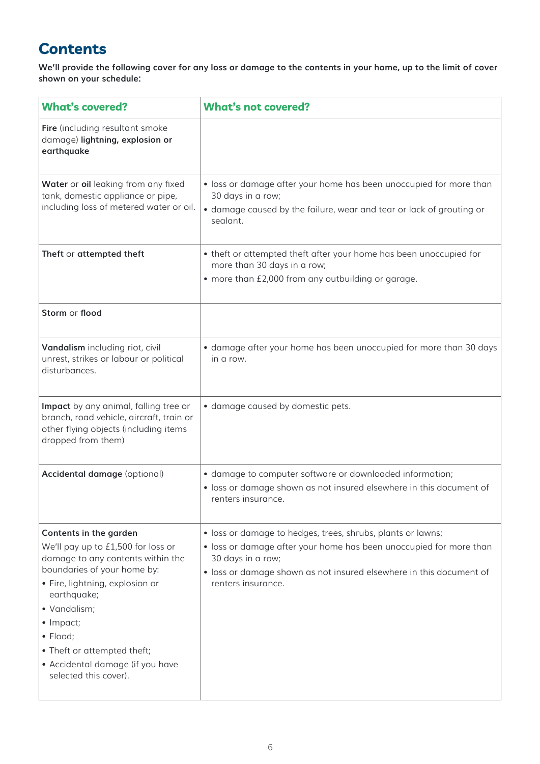## Contents

**We'll provide the following cover for any loss or damage to the contents in your home, up to the limit of cover shown on your schedule:**

| What's covered? | What's not covered? |
|---|---|
| **Fire** (including resultant smoke damage) **lightning, explosion or earthquake** | |
| **Water** or **oil** leaking from any fixed tank, domestic appliance or pipe, including loss of metered water or oil. | • loss or damage after your home has been unoccupied for more than 30 days in a row;<br>• damage caused by the failure, wear and tear or lack of grouting or sealant. |
| **Theft** or **attempted theft** | • theft or attempted theft after your home has been unoccupied for more than 30 days in a row;<br>• more than £2,000 from any outbuilding or garage. |
| **Storm** or **flood** | |
| **Vandalism** including riot, civil unrest, strikes or labour or political disturbances. | • damage after your home has been unoccupied for more than 30 days in a row. |
| **Impact** by any animal, falling tree or branch, road vehicle, aircraft, train or other flying objects (including items dropped from them) | • damage caused by domestic pets. |
| **Accidental damage** (optional) | • damage to computer software or downloaded information;<br>• loss or damage shown as not insured elsewhere in this document of renters insurance. |
| **Contents in the garden**<br>We'll pay up to £1,500 for loss or damage to any contents within the boundaries of your home by:<br>• Fire, lightning, explosion or earthquake;<br>• Vandalism;<br>• Impact;<br>• Flood;<br>• Theft or attempted theft;<br>• Accidental damage (if you have selected this cover). | • loss or damage to hedges, trees, shrubs, plants or lawns;<br>• loss or damage after your home has been unoccupied for more than 30 days in a row;<br>• loss or damage shown as not insured elsewhere in this document of renters insurance. |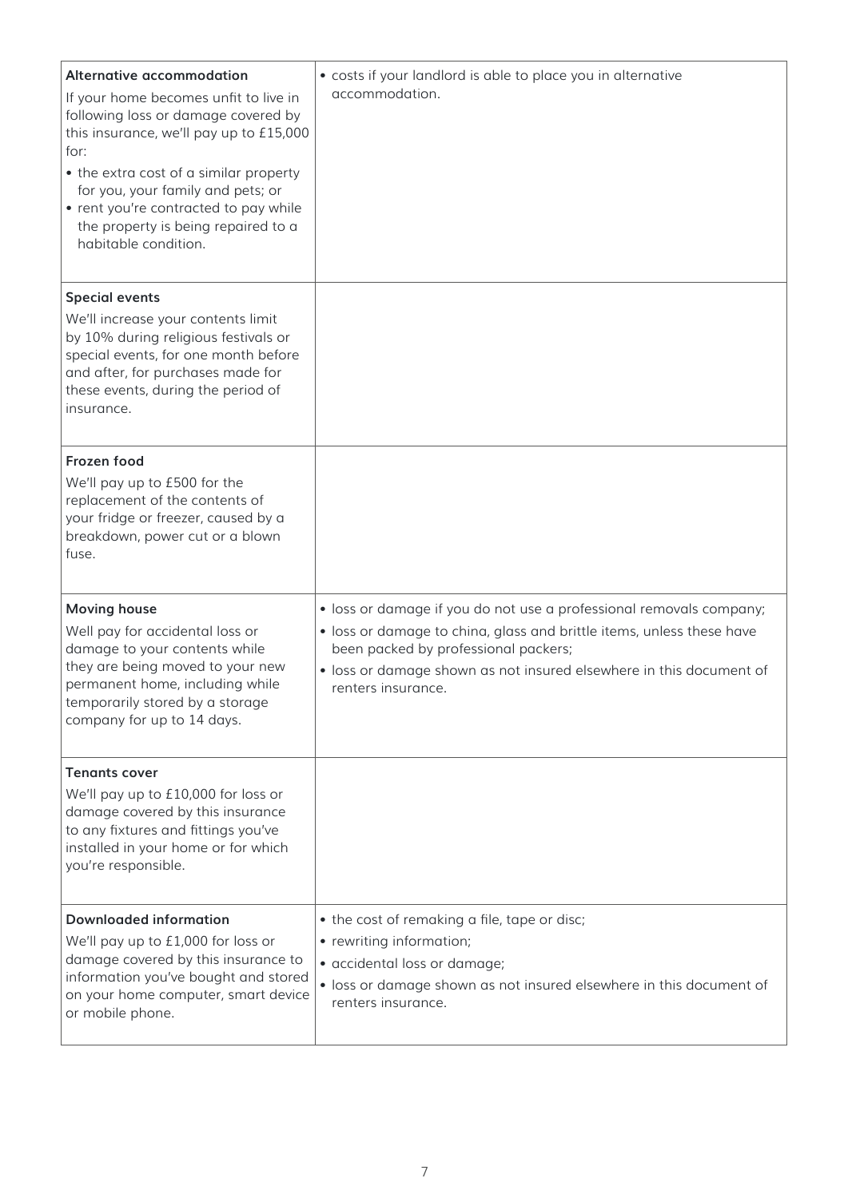| | |
|---|---|
| **Alternative accommodation**<br>If your home becomes unfit to live in following loss or damage covered by this insurance, we'll pay up to £15,000 for:<br>• the extra cost of a similar property for you, your family and pets; or<br>• rent you're contracted to pay while the property is being repaired to a habitable condition. | • costs if your landlord is able to place you in alternative accommodation. |
| **Special events**<br>We'll increase your contents limit by 10% during religious festivals or special events, for one month before and after, for purchases made for these events, during the period of insurance. | |
| **Frozen food**<br>We'll pay up to £500 for the replacement of the contents of your fridge or freezer, caused by a breakdown, power cut or a blown fuse. | |
| **Moving house**<br>Well pay for accidental loss or damage to your contents while they are being moved to your new permanent home, including while temporarily stored by a storage company for up to 14 days. | • loss or damage if you do not use a professional removals company;<br>• loss or damage to china, glass and brittle items, unless these have been packed by professional packers;<br>• loss or damage shown as not insured elsewhere in this document of renters insurance. |
| **Tenants cover**<br>We'll pay up to £10,000 for loss or damage covered by this insurance to any fixtures and fittings you've installed in your home or for which you're responsible. | |
| **Downloaded information**<br>We'll pay up to £1,000 for loss or damage covered by this insurance to information you've bought and stored on your home computer, smart device or mobile phone. | • the cost of remaking a file, tape or disc;<br>• rewriting information;<br>• accidental loss or damage;<br>• loss or damage shown as not insured elsewhere in this document of renters insurance. |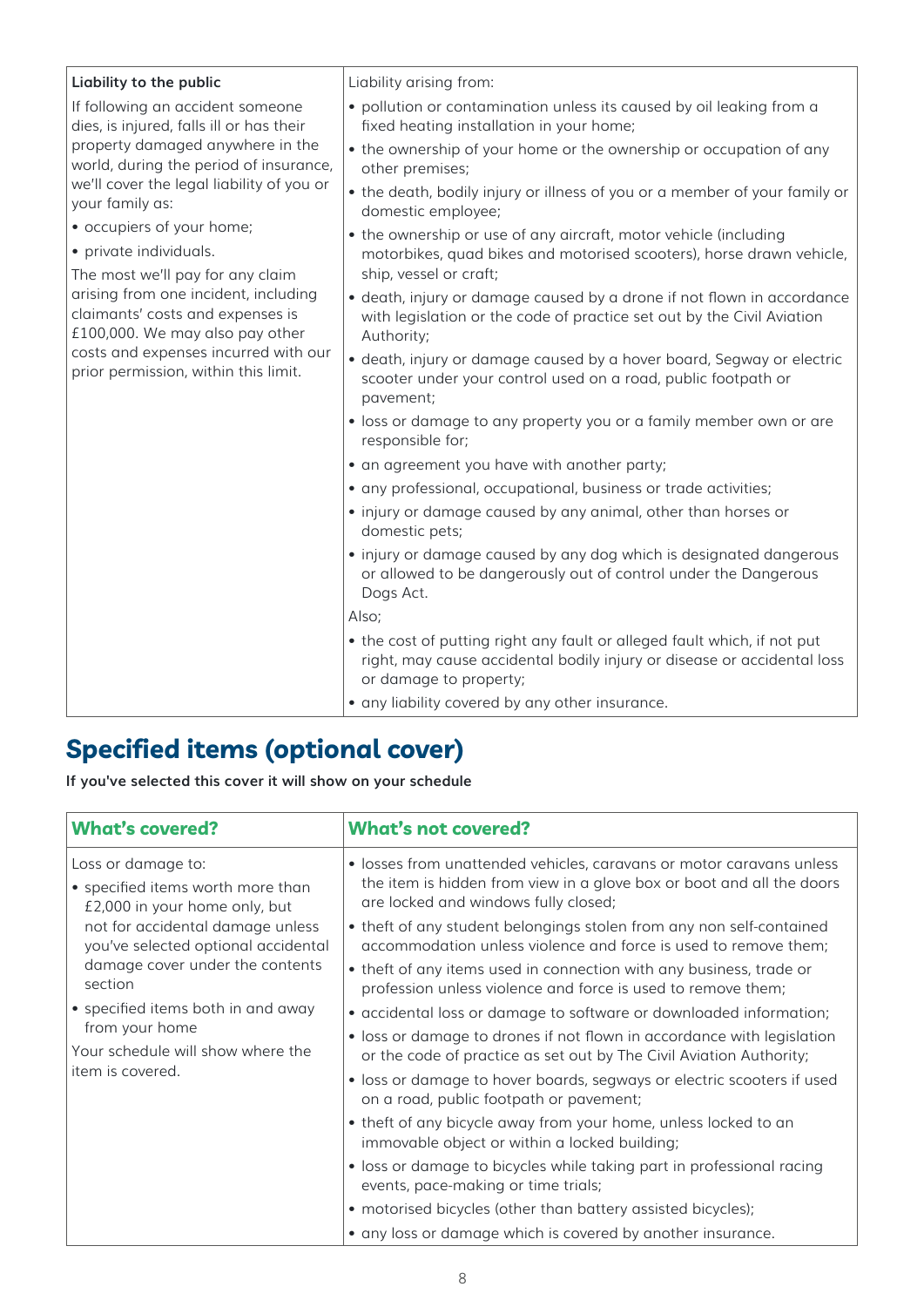| Liability to the public | Liability arising from: |
| --- | --- |
| If following an accident someone dies, is injured, falls ill or has their property damaged anywhere in the world, during the period of insurance, we'll cover the legal liability of you or your family as:<br>• occupiers of your home;<br>• private individuals.<br>The most we'll pay for any claim arising from one incident, including claimants' costs and expenses is £100,000. We may also pay other costs and expenses incurred with our prior permission, within this limit. | • pollution or contamination unless its caused by oil leaking from a fixed heating installation in your home;<br>• the ownership of your home or the ownership or occupation of any other premises;<br>• the death, bodily injury or illness of you or a member of your family or domestic employee;<br>• the ownership or use of any aircraft, motor vehicle (including motorbikes, quad bikes and motorised scooters), horse drawn vehicle, ship, vessel or craft;<br>• death, injury or damage caused by a drone if not flown in accordance with legislation or the code of practice set out by the Civil Aviation Authority;<br>• death, injury or damage caused by a hover board, Segway or electric scooter under your control used on a road, public footpath or pavement;<br>• loss or damage to any property you or a family member own or are responsible for;<br>• an agreement you have with another party;<br>• any professional, occupational, business or trade activities;<br>• injury or damage caused by any animal, other than horses or domestic pets;<br>• injury or damage caused by any dog which is designated dangerous or allowed to be dangerously out of control under the Dangerous Dogs Act.<br>Also;<br>• the cost of putting right any fault or alleged fault which, if not put right, may cause accidental bodily injury or disease or accidental loss or damage to property;<br>• any liability covered by any other insurance. |

## Specified items (optional cover)

**If you've selected this cover it will show on your schedule**

| What's covered? | What's not covered? |
| --- | --- |
| Loss or damage to:<br>• specified items worth more than £2,000 in your home only, but not for accidental damage unless you've selected optional accidental damage cover under the contents section<br>• specified items both in and away from your home<br>Your schedule will show where the item is covered. | • losses from unattended vehicles, caravans or motor caravans unless the item is hidden from view in a glove box or boot and all the doors are locked and windows fully closed;<br>• theft of any student belongings stolen from any non self-contained accommodation unless violence and force is used to remove them;<br>• theft of any items used in connection with any business, trade or profession unless violence and force is used to remove them;<br>• accidental loss or damage to software or downloaded information;<br>• loss or damage to drones if not flown in accordance with legislation or the code of practice as set out by The Civil Aviation Authority;<br>• loss or damage to hover boards, segways or electric scooters if used on a road, public footpath or pavement;<br>• theft of any bicycle away from your home, unless locked to an immovable object or within a locked building;<br>• loss or damage to bicycles while taking part in professional racing events, pace-making or time trials;<br>• motorised bicycles (other than battery assisted bicycles);<br>• any loss or damage which is covered by another insurance. |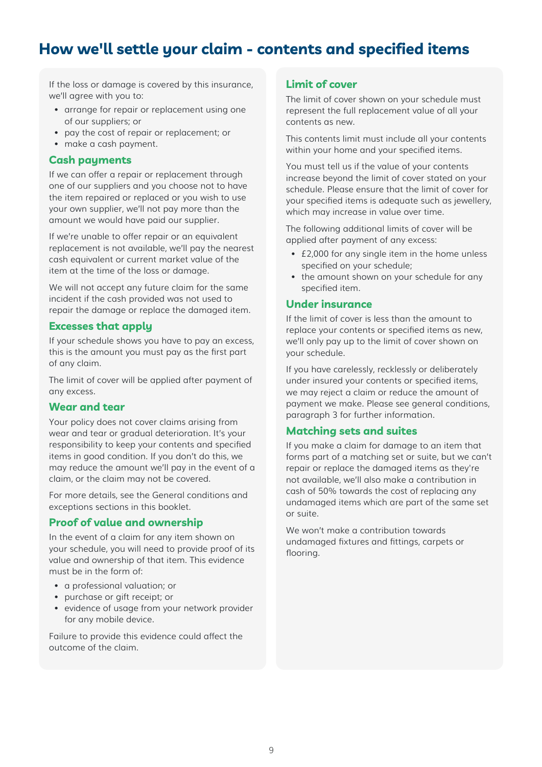# How we'll settle your claim - contents and specified items

If the loss or damage is covered by this insurance, we'll agree with you to:

- arrange for repair or replacement using one of our suppliers; or
- pay the cost of repair or replacement; or
- make a cash payment.

## Cash payments

If we can offer a repair or replacement through one of our suppliers and you choose not to have the item repaired or replaced or you wish to use your own supplier, we'll not pay more than the amount we would have paid our supplier.

If we're unable to offer repair or an equivalent replacement is not available, we'll pay the nearest cash equivalent or current market value of the item at the time of the loss or damage.

We will not accept any future claim for the same incident if the cash provided was not used to repair the damage or replace the damaged item.

## Excesses that apply

If your schedule shows you have to pay an excess, this is the amount you must pay as the first part of any claim.

The limit of cover will be applied after payment of any excess.

## Wear and tear

Your policy does not cover claims arising from wear and tear or gradual deterioration. It's your responsibility to keep your contents and specified items in good condition. If you don't do this, we may reduce the amount we'll pay in the event of a claim, or the claim may not be covered.

For more details, see the General conditions and exceptions sections in this booklet.

## Proof of value and ownership

In the event of a claim for any item shown on your schedule, you will need to provide proof of its value and ownership of that item. This evidence must be in the form of:

- a professional valuation; or
- purchase or gift receipt; or
- evidence of usage from your network provider for any mobile device.

Failure to provide this evidence could affect the outcome of the claim.

## Limit of cover

The limit of cover shown on your schedule must represent the full replacement value of all your contents as new.

This contents limit must include all your contents within your home and your specified items.

You must tell us if the value of your contents increase beyond the limit of cover stated on your schedule. Please ensure that the limit of cover for your specified items is adequate such as jewellery, which may increase in value over time.

The following additional limits of cover will be applied after payment of any excess:

- £2,000 for any single item in the home unless specified on your schedule;
- the amount shown on your schedule for any specified item.

## Under insurance

If the limit of cover is less than the amount to replace your contents or specified items as new, we'll only pay up to the limit of cover shown on your schedule.

If you have carelessly, recklessly or deliberately under insured your contents or specified items, we may reject a claim or reduce the amount of payment we make. Please see general conditions, paragraph 3 for further information.

## Matching sets and suites

If you make a claim for damage to an item that forms part of a matching set or suite, but we can't repair or replace the damaged items as they're not available, we'll also make a contribution in cash of 50% towards the cost of replacing any undamaged items which are part of the same set or suite.

We won't make a contribution towards undamaged fixtures and fittings, carpets or flooring.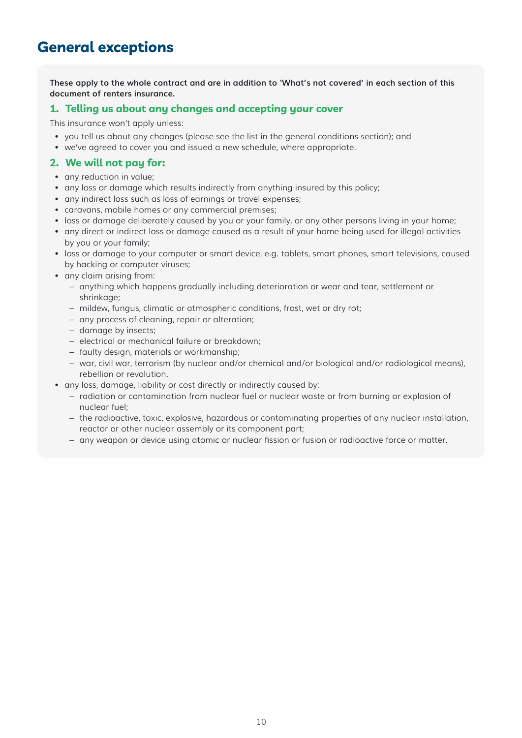# General exceptions

**These apply to the whole contract and are in addition to 'What's not covered' in each section of this document of renters insurance.**

## 1. Telling us about any changes and accepting your cover

This insurance won't apply unless:

- you tell us about any changes (please see the list in the general conditions section); and
- we've agreed to cover you and issued a new schedule, where appropriate.

## 2. We will not pay for:

- any reduction in value;
- any loss or damage which results indirectly from anything insured by this policy;
- any indirect loss such as loss of earnings or travel expenses;
- caravans, mobile homes or any commercial premises;
- loss or damage deliberately caused by you or your family, or any other persons living in your home;
- any direct or indirect loss or damage caused as a result of your home being used for illegal activities by you or your family;
- loss or damage to your computer or smart device, e.g. tablets, smart phones, smart televisions, caused by hacking or computer viruses;
- any claim arising from:
  - anything which happens gradually including deterioration or wear and tear, settlement or shrinkage;
  - mildew, fungus, climatic or atmospheric conditions, frost, wet or dry rot;
  - any process of cleaning, repair or alteration;
  - damage by insects;
  - electrical or mechanical failure or breakdown;
  - faulty design, materials or workmanship;
  - war, civil war, terrorism (by nuclear and/or chemical and/or biological and/or radiological means), rebellion or revolution.
- any loss, damage, liability or cost directly or indirectly caused by:
  - radiation or contamination from nuclear fuel or nuclear waste or from burning or explosion of nuclear fuel;
  - the radioactive, toxic, explosive, hazardous or contaminating properties of any nuclear installation, reactor or other nuclear assembly or its component part;
  - any weapon or device using atomic or nuclear fission or fusion or radioactive force or matter.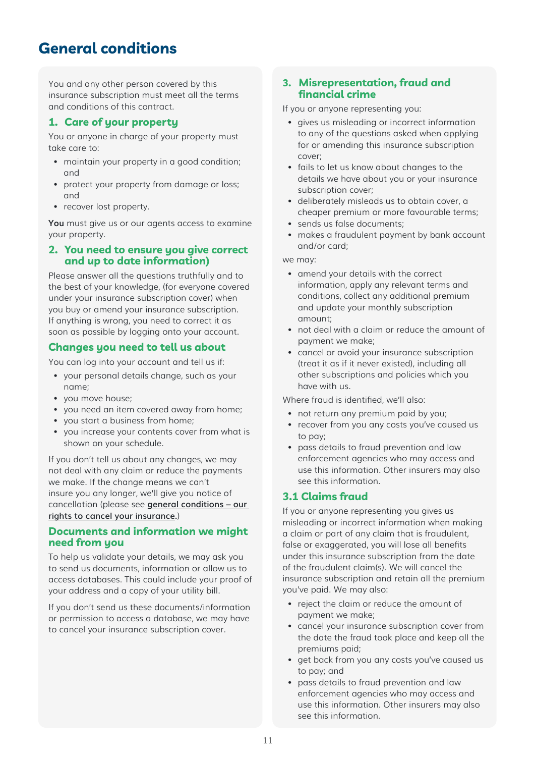# General conditions

You and any other person covered by this insurance subscription must meet all the terms and conditions of this contract.

## 1. Care of your property

You or anyone in charge of your property must take care to:

- maintain your property in a good condition; and
- protect your property from damage or loss; and
- recover lost property.

**You** must give us or our agents access to examine your property.

## 2. You need to ensure you give correct and up to date information)

Please answer all the questions truthfully and to the best of your knowledge, (for everyone covered under your insurance subscription cover) when you buy or amend your insurance subscription. If anything is wrong, you need to correct it as soon as possible by logging onto your account.

### Changes you need to tell us about

You can log into your account and tell us if:

- your personal details change, such as your name;
- you move house;
- you need an item covered away from home;
- you start a business from home;
- you increase your contents cover from what is shown on your schedule.

If you don't tell us about any changes, we may not deal with any claim or reduce the payments we make. If the change means we can't insure you any longer, we'll give you notice of cancellation (please see **general conditions – our rights to cancel your insurance**.)

### Documents and information we might need from you

To help us validate your details, we may ask you to send us documents, information or allow us to access databases. This could include your proof of your address and a copy of your utility bill.

If you don't send us these documents/information or permission to access a database, we may have to cancel your insurance subscription cover.

## 3. Misrepresentation, fraud and financial crime

If you or anyone representing you:

- gives us misleading or incorrect information to any of the questions asked when applying for or amending this insurance subscription cover;
- fails to let us know about changes to the details we have about you or your insurance subscription cover;
- deliberately misleads us to obtain cover, a cheaper premium or more favourable terms;
- sends us false documents;
- makes a fraudulent payment by bank account and/or card;

we may:

- amend your details with the correct information, apply any relevant terms and conditions, collect any additional premium and update your monthly subscription amount;
- not deal with a claim or reduce the amount of payment we make;
- cancel or avoid your insurance subscription (treat it as if it never existed), including all other subscriptions and policies which you have with us.

Where fraud is identified, we'll also:

- not return any premium paid by you;
- recover from you any costs you've caused us to pay;
- pass details to fraud prevention and law enforcement agencies who may access and use this information. Other insurers may also see this information.

### 3.1 Claims fraud

If you or anyone representing you gives us misleading or incorrect information when making a claim or part of any claim that is fraudulent, false or exaggerated, you will lose all benefits under this insurance subscription from the date of the fraudulent claim(s). We will cancel the insurance subscription and retain all the premium you've paid. We may also:

- reject the claim or reduce the amount of payment we make;
- cancel your insurance subscription cover from the date the fraud took place and keep all the premiums paid;
- get back from you any costs you've caused us to pay; and
- pass details to fraud prevention and law enforcement agencies who may access and use this information. Other insurers may also see this information.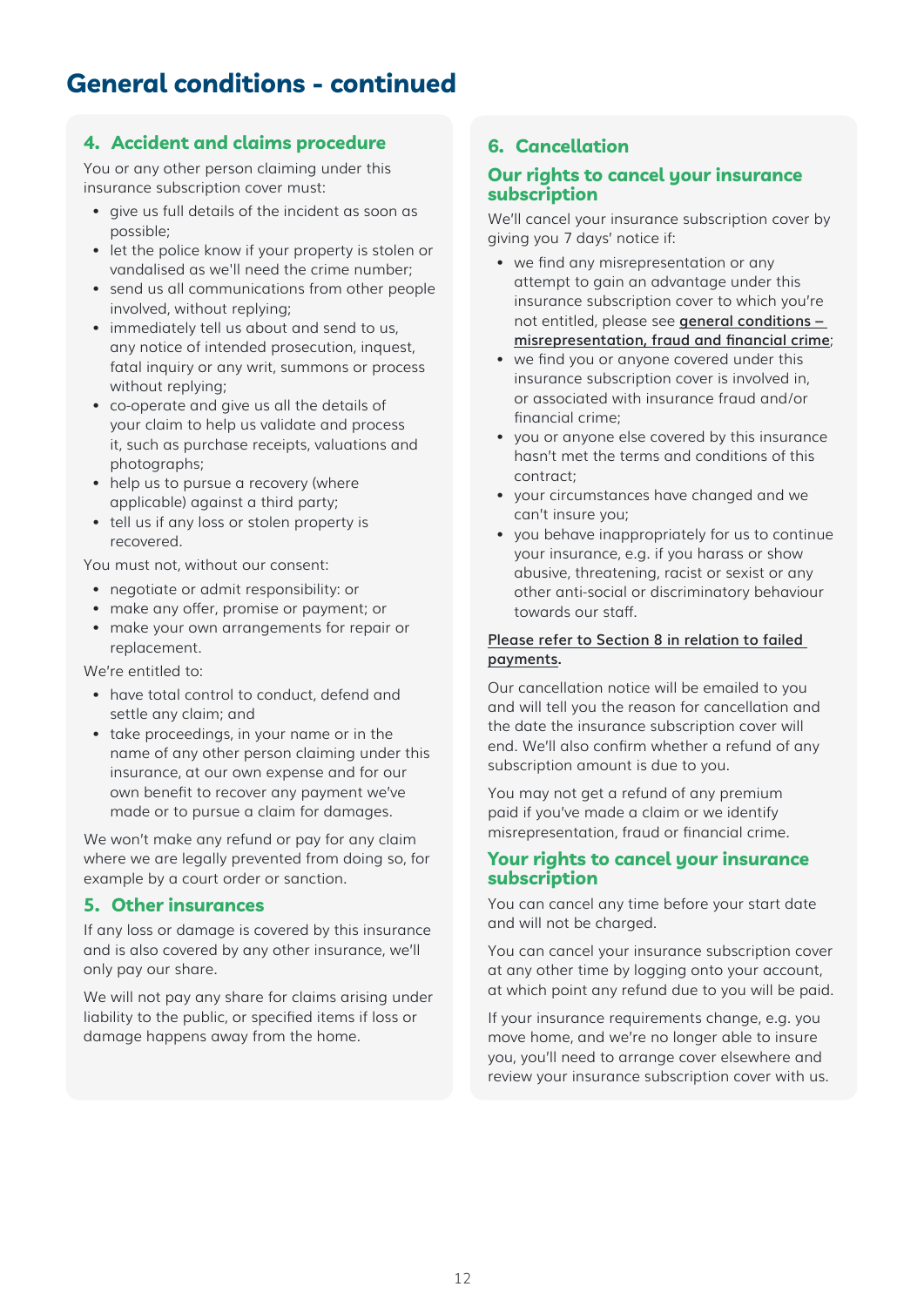# General conditions - continued

## 4. Accident and claims procedure

You or any other person claiming under this insurance subscription cover must:

- give us full details of the incident as soon as possible;
- let the police know if your property is stolen or vandalised as we'll need the crime number;
- send us all communications from other people involved, without replying;
- immediately tell us about and send to us, any notice of intended prosecution, inquest, fatal inquiry or any writ, summons or process without replying;
- co-operate and give us all the details of your claim to help us validate and process it, such as purchase receipts, valuations and photographs;
- help us to pursue a recovery (where applicable) against a third party;
- tell us if any loss or stolen property is recovered.

You must not, without our consent:

- negotiate or admit responsibility: or
- make any offer, promise or payment; or
- make your own arrangements for repair or replacement.

We're entitled to:

- have total control to conduct, defend and settle any claim; and
- take proceedings, in your name or in the name of any other person claiming under this insurance, at our own expense and for our own benefit to recover any payment we've made or to pursue a claim for damages.

We won't make any refund or pay for any claim where we are legally prevented from doing so, for example by a court order or sanction.

## 5. Other insurances

If any loss or damage is covered by this insurance and is also covered by any other insurance, we'll only pay our share.

We will not pay any share for claims arising under liability to the public, or specified items if loss or damage happens away from the home.

## 6. Cancellation

### Our rights to cancel your insurance subscription

We'll cancel your insurance subscription cover by giving you 7 days' notice if:

- we find any misrepresentation or any attempt to gain an advantage under this insurance subscription cover to which you're not entitled, please see **general conditions – misrepresentation, fraud and financial crime**;
- we find you or anyone covered under this insurance subscription cover is involved in, or associated with insurance fraud and/or financial crime;
- you or anyone else covered by this insurance hasn't met the terms and conditions of this contract;
- your circumstances have changed and we can't insure you;
- you behave inappropriately for us to continue your insurance, e.g. if you harass or show abusive, threatening, racist or sexist or any other anti-social or discriminatory behaviour towards our staff.

Please refer to Section 8 in relation to failed payments.

Our cancellation notice will be emailed to you and will tell you the reason for cancellation and the date the insurance subscription cover will end. We'll also confirm whether a refund of any subscription amount is due to you.

You may not get a refund of any premium paid if you've made a claim or we identify misrepresentation, fraud or financial crime.

### Your rights to cancel your insurance subscription

You can cancel any time before your start date and will not be charged.

You can cancel your insurance subscription cover at any other time by logging onto your account, at which point any refund due to you will be paid.

If your insurance requirements change, e.g. you move home, and we're no longer able to insure you, you'll need to arrange cover elsewhere and review your insurance subscription cover with us.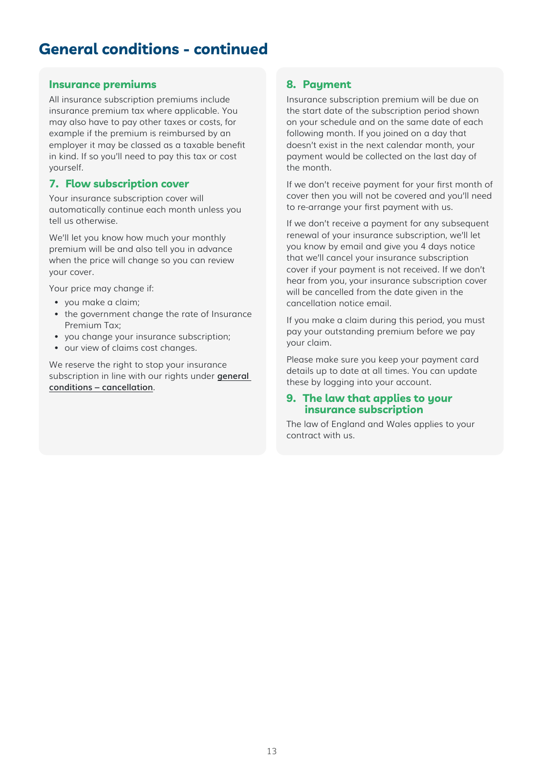# General conditions - continued

## Insurance premiums

All insurance subscription premiums include insurance premium tax where applicable. You may also have to pay other taxes or costs, for example if the premium is reimbursed by an employer it may be classed as a taxable benefit in kind. If so you'll need to pay this tax or cost yourself.

## 7. Flow subscription cover

Your insurance subscription cover will automatically continue each month unless you tell us otherwise.

We'll let you know how much your monthly premium will be and also tell you in advance when the price will change so you can review your cover.

Your price may change if:

- you make a claim;
- the government change the rate of Insurance Premium Tax;
- you change your insurance subscription;
- our view of claims cost changes.

We reserve the right to stop your insurance subscription in line with our rights under **general conditions – cancellation**.

## 8. Payment

Insurance subscription premium will be due on the start date of the subscription period shown on your schedule and on the same date of each following month. If you joined on a day that doesn't exist in the next calendar month, your payment would be collected on the last day of the month.

If we don't receive payment for your first month of cover then you will not be covered and you'll need to re-arrange your first payment with us.

If we don't receive a payment for any subsequent renewal of your insurance subscription, we'll let you know by email and give you 4 days notice that we'll cancel your insurance subscription cover if your payment is not received. If we don't hear from you, your insurance subscription cover will be cancelled from the date given in the cancellation notice email.

If you make a claim during this period, you must pay your outstanding premium before we pay your claim.

Please make sure you keep your payment card details up to date at all times. You can update these by logging into your account.

## 9. The law that applies to your insurance subscription

The law of England and Wales applies to your contract with us.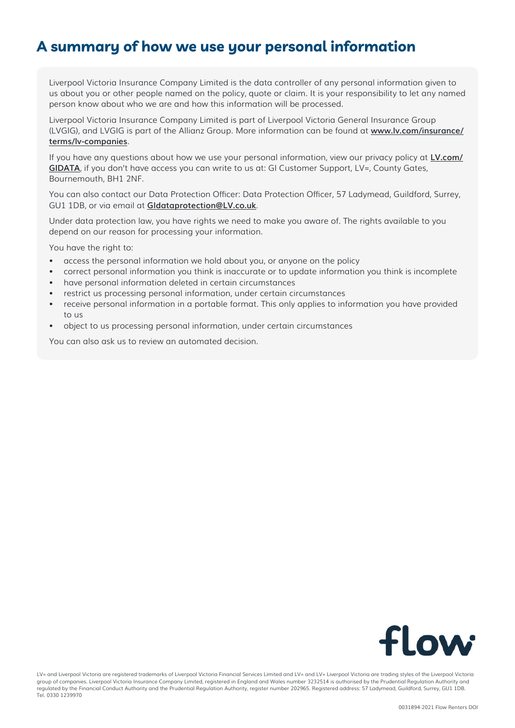# A summary of how we use your personal information

Liverpool Victoria Insurance Company Limited is the data controller of any personal information given to us about you or other people named on the policy, quote or claim. It is your responsibility to let any named person know about who we are and how this information will be processed.

Liverpool Victoria Insurance Company Limited is part of Liverpool Victoria General Insurance Group (LVGIG), and LVGIG is part of the Allianz Group. More information can be found at **www.lv.com/insurance/terms/lv-companies**.

If you have any questions about how we use your personal information, view our privacy policy at **LV.com/GIDATA**, if you don't have access you can write to us at: GI Customer Support, LV=, County Gates, Bournemouth, BH1 2NF.

You can also contact our Data Protection Officer: Data Protection Officer, 57 Ladymead, Guildford, Surrey, GU1 1DB, or via email at **GIdataprotection@LV.co.uk**.

Under data protection law, you have rights we need to make you aware of. The rights available to you depend on our reason for processing your information.

You have the right to:

- access the personal information we hold about you, or anyone on the policy
- correct personal information you think is inaccurate or to update information you think is incomplete
- have personal information deleted in certain circumstances
- restrict us processing personal information, under certain circumstances
- receive personal information in a portable format. This only applies to information you have provided to us
- object to us processing personal information, under certain circumstances

You can also ask us to review an automated decision.

flow

LV= and Liverpool Victoria are registered trademarks of Liverpool Victoria Financial Services Limited and LV= and LV= Liverpool Victoria are trading styles of the Liverpool Victoria group of companies. Liverpool Victoria Insurance Company Limited, registered in England and Wales number 3232514 is authorised by the Prudential Regulation Authority and regulated by the Financial Conduct Authority and the Prudential Regulation Authority, register number 202965. Registered address: 57 Ladymead, Guildford, Surrey, GU1 1DB. Tel. 0330 1239970

0031894-2021 Flow Renters DOI